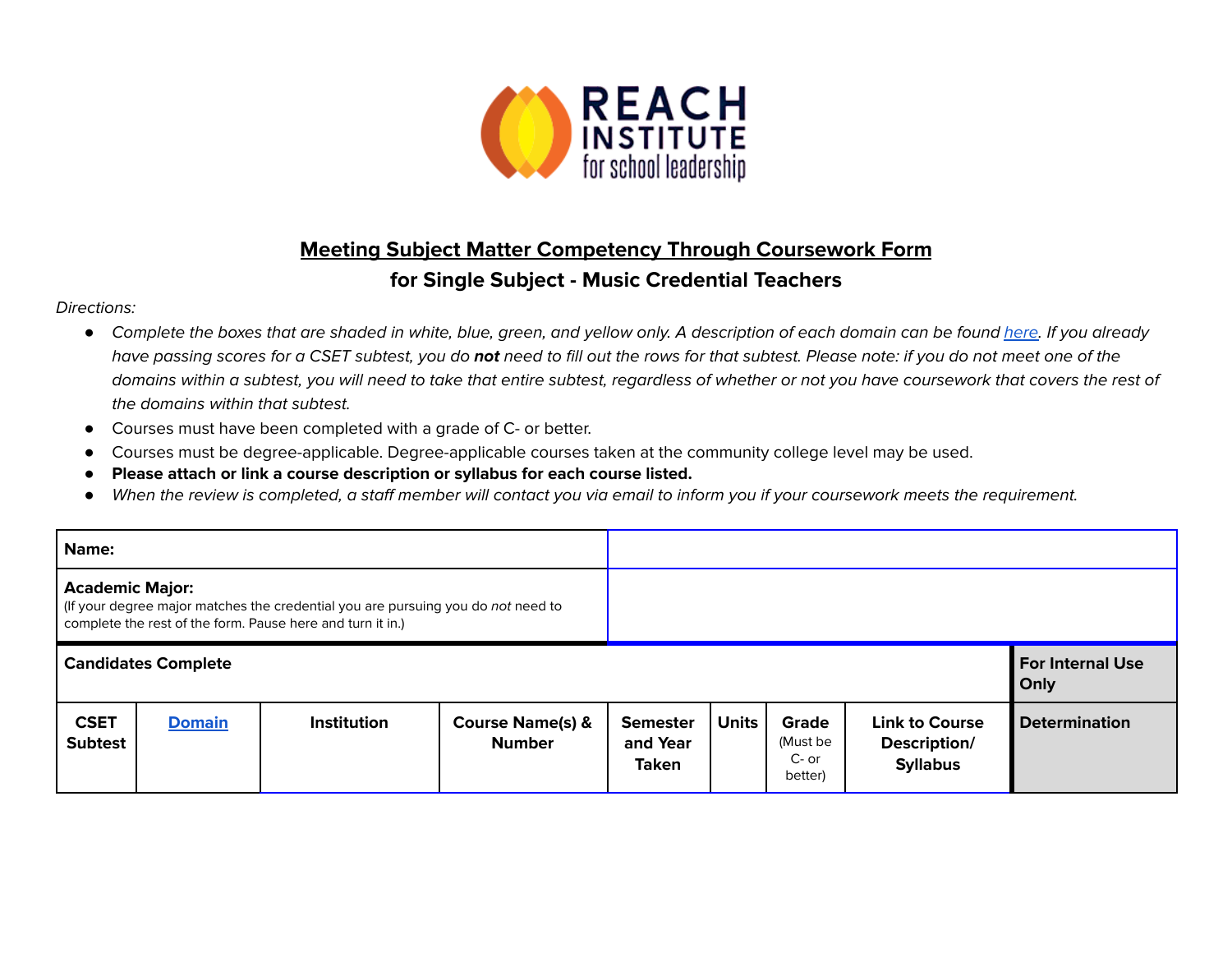REACH INSTITUTE for school leadership

## Meeting Subject Matter Competency Through Coursework Form

### for Single Subject - Music Credential Teachers

*Directions:*

- *Complete the boxes that are shaded in white, blue, green, and yellow only. A description of each domain can be found [here](). If you already have passing scores for a CSET subtest, you do **not** need to fill out the rows for that subtest. Please note: if you do not meet one of the domains within a subtest, you will need to take that entire subtest, regardless of whether or not you have coursework that covers the rest of the domains within that subtest.*
- Courses must have been completed with a grade of C- or better.
- Courses must be degree-applicable. Degree-applicable courses taken at the community college level may be used.
- **Please attach or link a course description or syllabus for each course listed.**
- *When the review is completed, a staff member will contact you via email to inform you if your coursework meets the requirement.*

| **Name:** | |
|---|---|
| **Academic Major:** (If your degree major matches the credential you are pursuing you do *not* need to complete the rest of the form. Pause here and turn it in.) | |

| **Candidates Complete** | | | | | | | | **For Internal Use Only** |
|---|---|---|---|---|---|---|---|---|
| **CSET Subtest** | **[Domain]()** | **Institution** | **Course Name(s) & Number** | **Semester and Year Taken** | **Units** | **Grade** (Must be C- or better) | **Link to Course Description/ Syllabus** | **Determination** |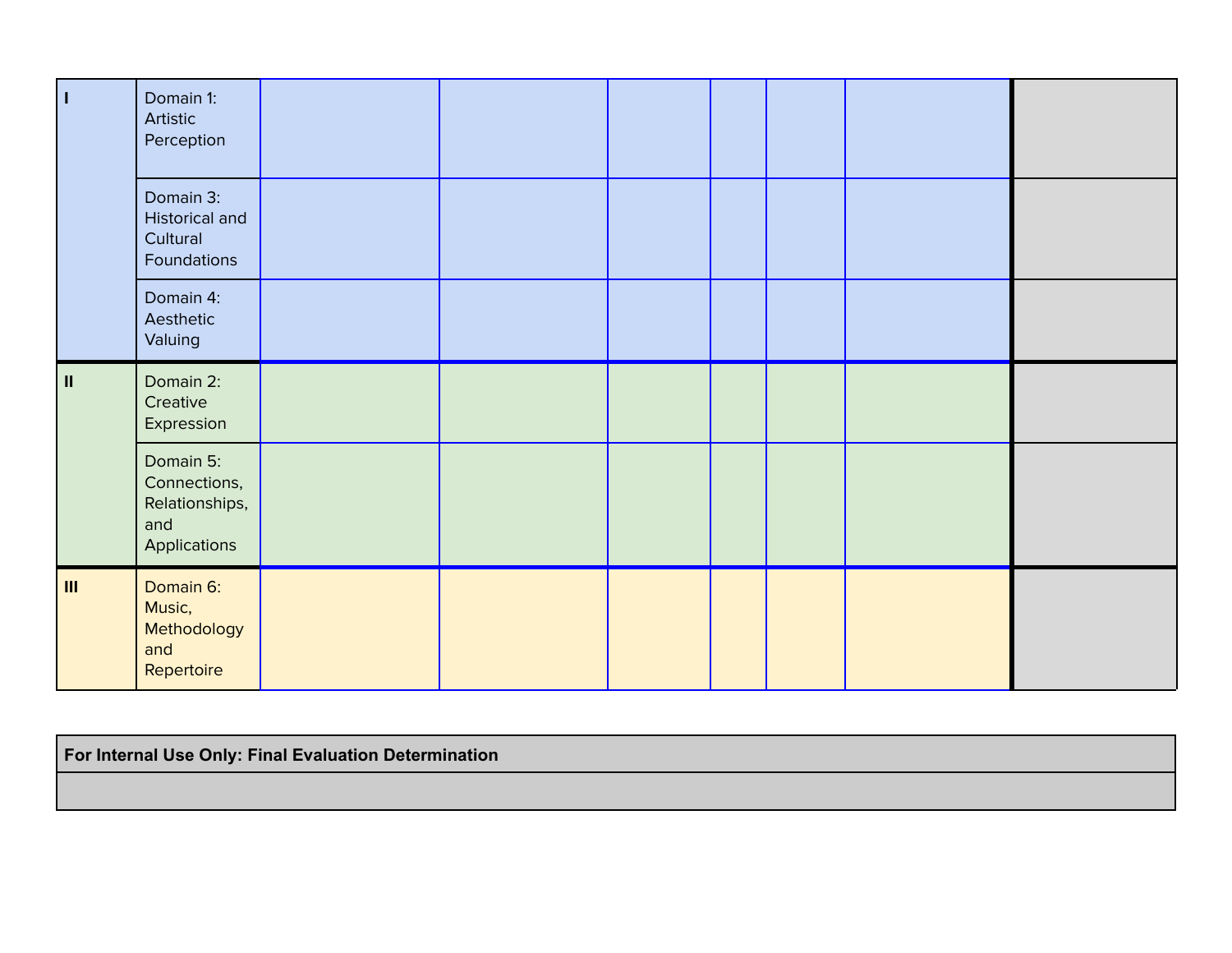| | | | | | | | | |
|---|---|---|---|---|---|---|---|---|
| I | Domain 1: Artistic Perception | | | | | | | |
| | Domain 3: Historical and Cultural Foundations | | | | | | | |
| | Domain 4: Aesthetic Valuing | | | | | | | |
| II | Domain 2: Creative Expression | | | | | | | |
| | Domain 5: Connections, Relationships, and Applications | | | | | | | |
| III | Domain 6: Music, Methodology and Repertoire | | | | | | | |

| **For Internal Use Only: Final Evaluation Determination** |
|---|
| |